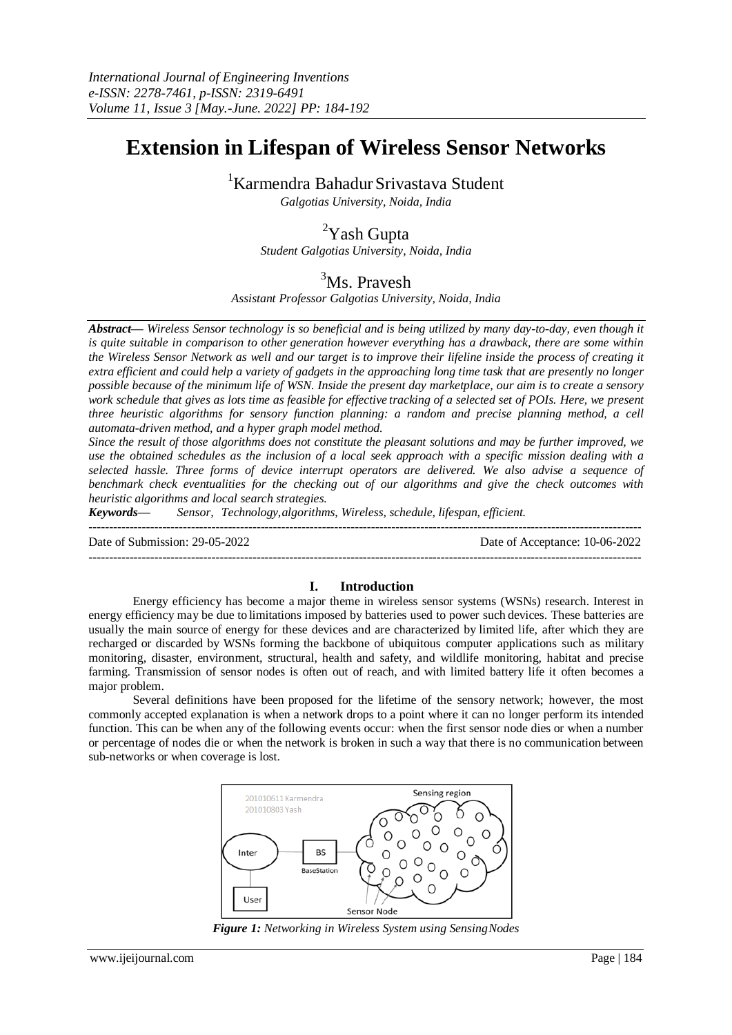*International Journal of Engineering Inventions*
*e-ISSN: 2278-7461, p-ISSN: 2319-6491*
*Volume 11, Issue 3 [May.-June. 2022] PP: 184-192*

# Extension in Lifespan of Wireless Sensor Networks

[1]Karmendra Bahadur Srivastava Student
*Galgotias University, Noida, India*

[2]Yash Gupta
*Student Galgotias University, Noida, India*

[3]Ms. Pravesh
*Assistant Professor Galgotias University, Noida, India*

***Abstract—*** *Wireless Sensor technology is so beneficial and is being utilized by many day-to-day, even though it is quite suitable in comparison to other generation however everything has a drawback, there are some within the Wireless Sensor Network as well and our target is to improve their lifeline inside the process of creating it extra efficient and could help a variety of gadgets in the approaching long time task that are presently no longer possible because of the minimum life of WSN. Inside the present day marketplace, our aim is to create a sensory work schedule that gives as lots time as feasible for effective tracking of a selected set of POIs. Here, we present three heuristic algorithms for sensory function planning: a random and precise planning method, a cell automata-driven method, and a hyper graph model method.*

*Since the result of those algorithms does not constitute the pleasant solutions and may be further improved, we use the obtained schedules as the inclusion of a local seek approach with a specific mission dealing with a selected hassle. Three forms of device interrupt operators are delivered. We also advise a sequence of benchmark check eventualities for the checking out of our algorithms and give the check outcomes with heuristic algorithms and local search strategies.*

***Keywords—*** *Sensor, Technology,algorithms, Wireless, schedule, lifespan, efficient.*

---

Date of Submission: 29-05-2022 | Date of Acceptance: 10-06-2022

---

## I. Introduction

Energy efficiency has become a major theme in wireless sensor systems (WSNs) research. Interest in energy efficiency may be due to limitations imposed by batteries used to power such devices. These batteries are usually the main source of energy for these devices and are characterized by limited life, after which they are recharged or discarded by WSNs forming the backbone of ubiquitous computer applications such as military monitoring, disaster, environment, structural, health and safety, and wildlife monitoring, habitat and precise farming. Transmission of sensor nodes is often out of reach, and with limited battery life it often becomes a major problem.

Several definitions have been proposed for the lifetime of the sensory network; however, the most commonly accepted explanation is when a network drops to a point where it can no longer perform its intended function. This can be when any of the following events occur: when the first sensor node dies or when a number or percentage of nodes die or when the network is broken in such a way that there is no communication between sub-networks or when coverage is lost.

*Figure 1: Networking in Wireless System using SensingNodes*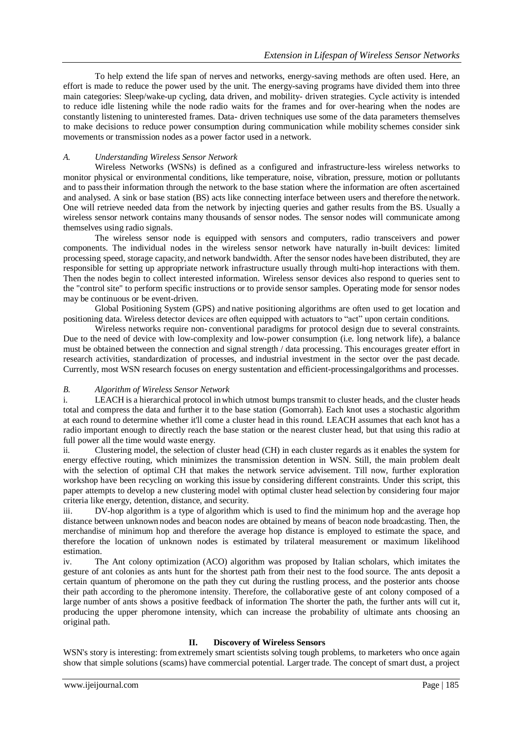To help extend the life span of nerves and networks, energy-saving methods are often used. Here, an effort is made to reduce the power used by the unit. The energy-saving programs have divided them into three main categories: Sleep/wake-up cycling, data driven, and mobility- driven strategies. Cycle activity is intended to reduce idle listening while the node radio waits for the frames and for over-hearing when the nodes are constantly listening to uninterested frames. Data- driven techniques use some of the data parameters themselves to make decisions to reduce power consumption during communication while mobility schemes consider sink movements or transmission nodes as a power factor used in a network.

### *A. Understanding Wireless Sensor Network*

Wireless Networks (WSNs) is defined as a configured and infrastructure-less wireless networks to monitor physical or environmental conditions, like temperature, noise, vibration, pressure, motion or pollutants and to pass their information through the network to the base station where the information are often ascertained and analysed. A sink or base station (BS) acts like connecting interface between users and therefore the network. One will retrieve needed data from the network by injecting queries and gather results from the BS. Usually a wireless sensor network contains many thousands of sensor nodes. The sensor nodes will communicate among themselves using radio signals.

The wireless sensor node is equipped with sensors and computers, radio transceivers and power components. The individual nodes in the wireless sensor network have naturally in-built devices: limited processing speed, storage capacity, and network bandwidth. After the sensor nodes have been distributed, they are responsible for setting up appropriate network infrastructure usually through multi-hop interactions with them. Then the nodes begin to collect interested information. Wireless sensor devices also respond to queries sent to the "control site" to perform specific instructions or to provide sensor samples. Operating mode for sensor nodes may be continuous or be event-driven.

Global Positioning System (GPS) and native positioning algorithms are often used to get location and positioning data. Wireless detector devices are often equipped with actuators to "act" upon certain conditions.

Wireless networks require non- conventional paradigms for protocol design due to several constraints. Due to the need of device with low-complexity and low-power consumption (i.e. long network life), a balance must be obtained between the connection and signal strength / data processing. This encourages greater effort in research activities, standardization of processes, and industrial investment in the sector over the past decade. Currently, most WSN research focuses on energy sustentation and efficient-processingalgorithms and processes.

### *B. Algorithm of Wireless Sensor Network*

i. LEACH is a hierarchical protocol in which utmost bumps transmit to cluster heads, and the cluster heads total and compress the data and further it to the base station (Gomorrah). Each knot uses a stochastic algorithm at each round to determine whether it'll come a cluster head in this round. LEACH assumes that each knot has a radio important enough to directly reach the base station or the nearest cluster head, but that using this radio at full power all the time would waste energy.

ii. Clustering model, the selection of cluster head (CH) in each cluster regards as it enables the system for energy effective routing, which minimizes the transmission detention in WSN. Still, the main problem dealt with the selection of optimal CH that makes the network service advisement. Till now, further exploration workshop have been recycling on working this issue by considering different constraints. Under this script, this paper attempts to develop a new clustering model with optimal cluster head selection by considering four major criteria like energy, detention, distance, and security.

iii. DV-hop algorithm is a type of algorithm which is used to find the minimum hop and the average hop distance between unknown nodes and beacon nodes are obtained by means of beacon node broadcasting. Then, the merchandise of minimum hop and therefore the average hop distance is employed to estimate the space, and therefore the location of unknown nodes is estimated by trilateral measurement or maximum likelihood estimation.

iv. The Ant colony optimization (ACO) algorithm was proposed by Italian scholars, which imitates the gesture of ant colonies as ants hunt for the shortest path from their nest to the food source. The ants deposit a certain quantum of pheromone on the path they cut during the rustling process, and the posterior ants choose their path according to the pheromone intensity. Therefore, the collaborative geste of ant colony composed of a large number of ants shows a positive feedback of information The shorter the path, the further ants will cut it, producing the upper pheromone intensity, which can increase the probability of ultimate ants choosing an original path.

## II. Discovery of Wireless Sensors

WSN's story is interesting: from extremely smart scientists solving tough problems, to marketers who once again show that simple solutions (scams) have commercial potential. Larger trade. The concept of smart dust, a project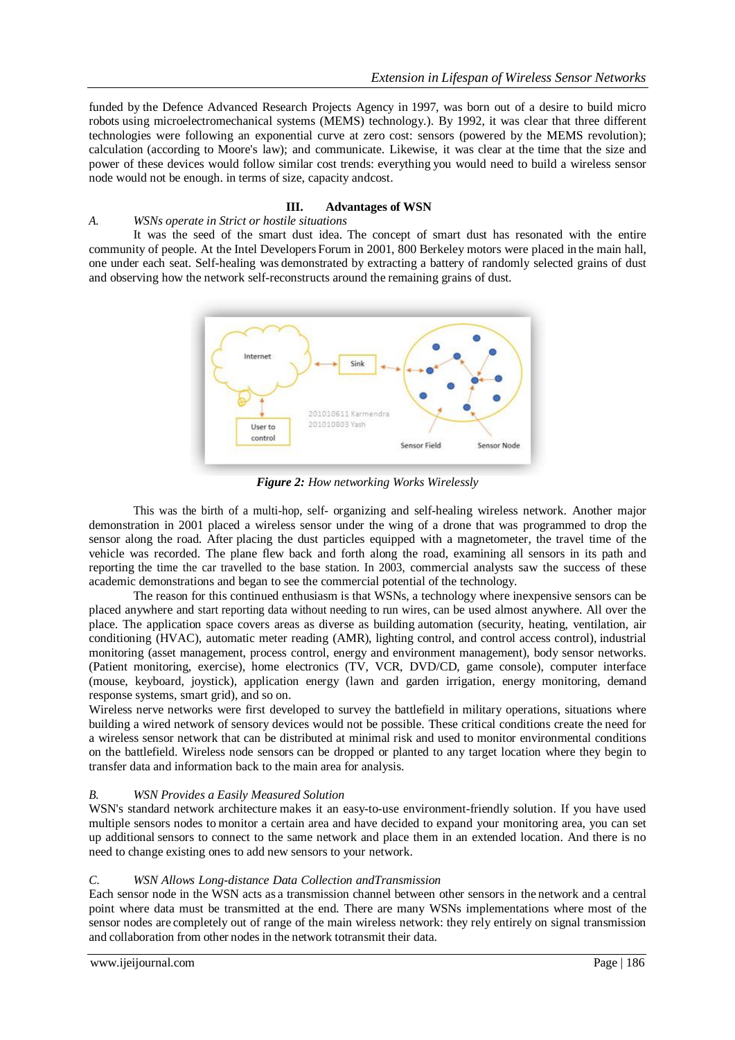funded by the Defence Advanced Research Projects Agency in 1997, was born out of a desire to build micro robots using microelectromechanical systems (MEMS) technology.). By 1992, it was clear that three different technologies were following an exponential curve at zero cost: sensors (powered by the MEMS revolution); calculation (according to Moore's law); and communicate. Likewise, it was clear at the time that the size and power of these devices would follow similar cost trends: everything you would need to build a wireless sensor node would not be enough. in terms of size, capacity andcost.

## III. Advantages of WSN

### *A. WSNs operate in Strict or hostile situations*

It was the seed of the smart dust idea. The concept of smart dust has resonated with the entire community of people. At the Intel Developers Forum in 2001, 800 Berkeley motors were placed in the main hall, one under each seat. Self-healing was demonstrated by extracting a battery of randomly selected grains of dust and observing how the network self-reconstructs around the remaining grains of dust.

***Figure 2:*** *How networking Works Wirelessly*

This was the birth of a multi-hop, self- organizing and self-healing wireless network. Another major demonstration in 2001 placed a wireless sensor under the wing of a drone that was programmed to drop the sensor along the road. After placing the dust particles equipped with a magnetometer, the travel time of the vehicle was recorded. The plane flew back and forth along the road, examining all sensors in its path and reporting the time the car travelled to the base station. In 2003, commercial analysts saw the success of these academic demonstrations and began to see the commercial potential of the technology.

The reason for this continued enthusiasm is that WSNs, a technology where inexpensive sensors can be placed anywhere and start reporting data without needing to run wires, can be used almost anywhere. All over the place. The application space covers areas as diverse as building automation (security, heating, ventilation, air conditioning (HVAC), automatic meter reading (AMR), lighting control, and control access control), industrial monitoring (asset management, process control, energy and environment management), body sensor networks. (Patient monitoring, exercise), home electronics (TV, VCR, DVD/CD, game console), computer interface (mouse, keyboard, joystick), application energy (lawn and garden irrigation, energy monitoring, demand response systems, smart grid), and so on.

Wireless nerve networks were first developed to survey the battlefield in military operations, situations where building a wired network of sensory devices would not be possible. These critical conditions create the need for a wireless sensor network that can be distributed at minimal risk and used to monitor environmental conditions on the battlefield. Wireless node sensors can be dropped or planted to any target location where they begin to transfer data and information back to the main area for analysis.

### *B. WSN Provides a Easily Measured Solution*

WSN's standard network architecture makes it an easy-to-use environment-friendly solution. If you have used multiple sensors nodes to monitor a certain area and have decided to expand your monitoring area, you can set up additional sensors to connect to the same network and place them in an extended location. And there is no need to change existing ones to add new sensors to your network.

### *C. WSN Allows Long-distance Data Collection andTransmission*

Each sensor node in the WSN acts as a transmission channel between other sensors in the network and a central point where data must be transmitted at the end. There are many WSNs implementations where most of the sensor nodes are completely out of range of the main wireless network: they rely entirely on signal transmission and collaboration from other nodes in the network totransmit their data.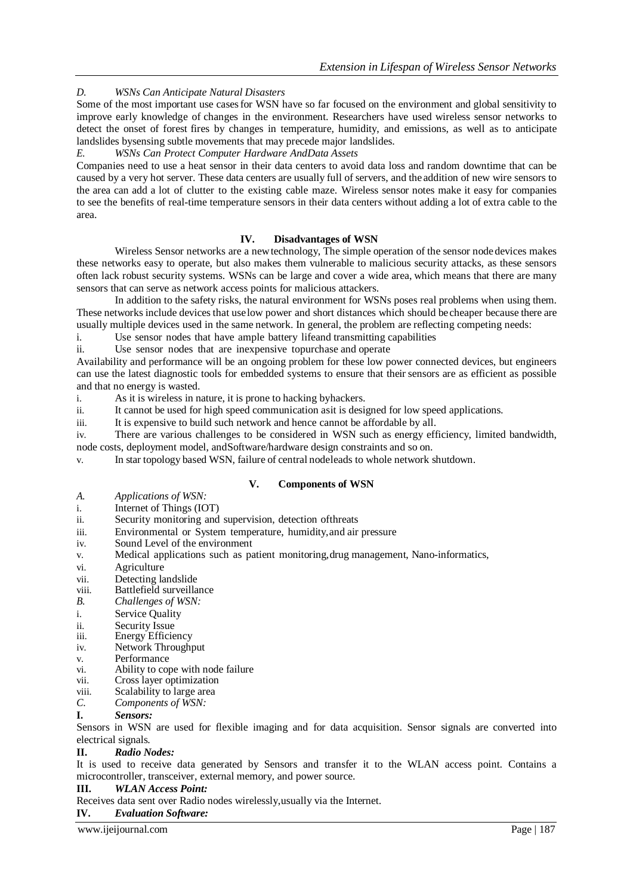*D. WSNs Can Anticipate Natural Disasters*

Some of the most important use cases for WSN have so far focused on the environment and global sensitivity to improve early knowledge of changes in the environment. Researchers have used wireless sensor networks to detect the onset of forest fires by changes in temperature, humidity, and emissions, as well as to anticipate landslides bysensing subtle movements that may precede major landslides.

*E. WSNs Can Protect Computer Hardware AndData Assets*

Companies need to use a heat sensor in their data centers to avoid data loss and random downtime that can be caused by a very hot server. These data centers are usually full of servers, and the addition of new wire sensors to the area can add a lot of clutter to the existing cable maze. Wireless sensor notes make it easy for companies to see the benefits of real-time temperature sensors in their data centers without adding a lot of extra cable to the area.

## IV. Disadvantages of WSN

Wireless Sensor networks are a new technology, The simple operation of the sensor node devices makes these networks easy to operate, but also makes them vulnerable to malicious security attacks, as these sensors often lack robust security systems. WSNs can be large and cover a wide area, which means that there are many sensors that can serve as network access points for malicious attackers.

In addition to the safety risks, the natural environment for WSNs poses real problems when using them. These networks include devices that uselow power and short distances which should be cheaper because there are usually multiple devices used in the same network. In general, the problem are reflecting competing needs:

i. Use sensor nodes that have ample battery lifeand transmitting capabilities
ii. Use sensor nodes that are inexpensive topurchase and operate

Availability and performance will be an ongoing problem for these low power connected devices, but engineers can use the latest diagnostic tools for embedded systems to ensure that their sensors are as efficient as possible and that no energy is wasted.

i. As it is wireless in nature, it is prone to hacking byhackers.
ii. It cannot be used for high speed communication asit is designed for low speed applications.
iii. It is expensive to build such network and hence cannot be affordable by all.
iv. There are various challenges to be considered in WSN such as energy efficiency, limited bandwidth, node costs, deployment model, andSoftware/hardware design constraints and so on.
v. In star topology based WSN, failure of central nodeleads to whole network shutdown.

## V. Components of WSN

*A. Applications of WSN:*

i. Internet of Things (IOT)
ii. Security monitoring and supervision, detection ofthreats
iii. Environmental or System temperature, humidity,and air pressure
iv. Sound Level of the environment
v. Medical applications such as patient monitoring,drug management, Nano-informatics,
vi. Agriculture
vii. Detecting landslide
viii. Battlefield surveillance

*B. Challenges of WSN:*

i. Service Quality
ii. Security Issue
iii. Energy Efficiency
iv. Network Throughput
v. Performance
vi. Ability to cope with node failure
vii. Cross layer optimization
viii. Scalability to large area

*C. Components of WSN:*

**I. *Sensors:***

Sensors in WSN are used for flexible imaging and for data acquisition. Sensor signals are converted into electrical signals.

**II. *Radio Nodes:***

It is used to receive data generated by Sensors and transfer it to the WLAN access point. Contains a microcontroller, transceiver, external memory, and power source.

**III. *WLAN Access Point:***

Receives data sent over Radio nodes wirelessly,usually via the Internet.

**IV. *Evaluation Software:***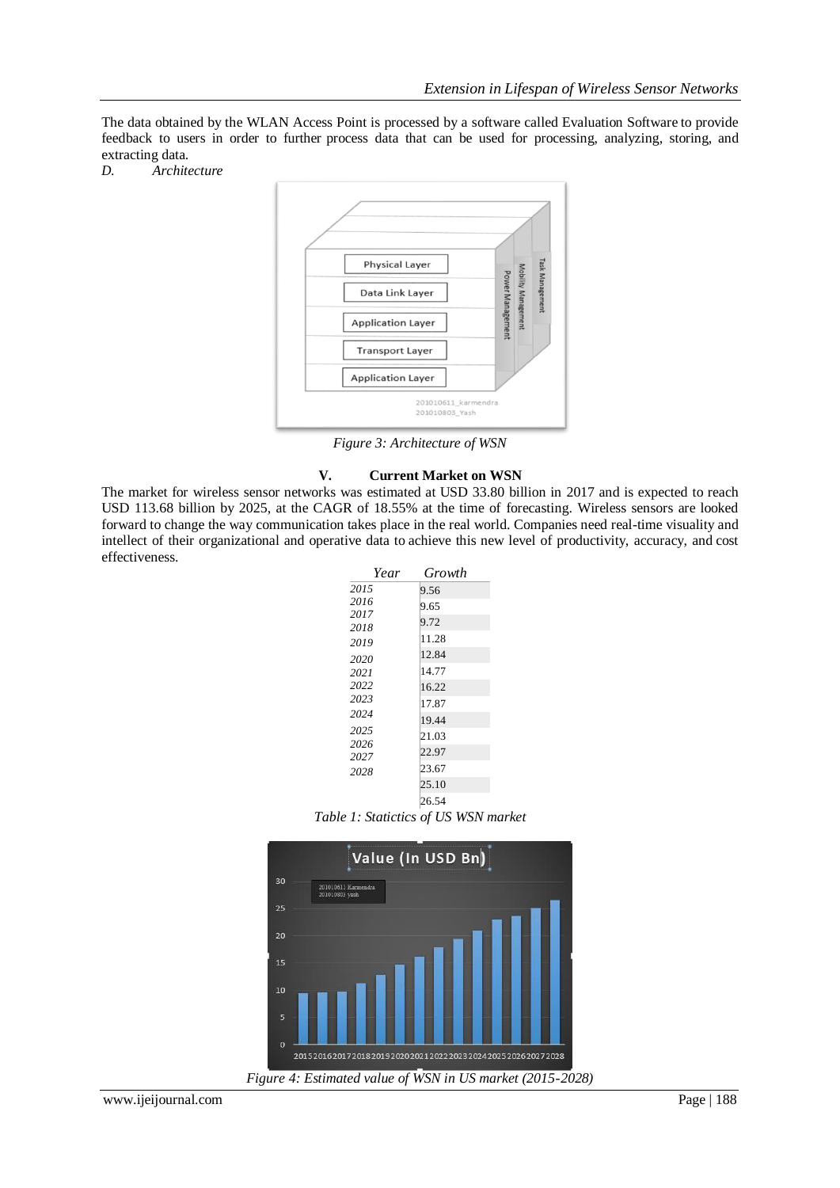The data obtained by the WLAN Access Point is processed by a software called Evaluation Software to provide feedback to users in order to further process data that can be used for processing, analyzing, storing, and extracting data.

*D. Architecture*

*Figure 3: Architecture of WSN*

## V. Current Market on WSN

The market for wireless sensor networks was estimated at USD 33.80 billion in 2017 and is expected to reach USD 113.68 billion by 2025, at the CAGR of 18.55% at the time of forecasting. Wireless sensors are looked forward to change the way communication takes place in the real world. Companies need real-time visuality and intellect of their organizational and operative data to achieve this new level of productivity, accuracy, and cost effectiveness.

| Year | Growth |
|---|---|
| 2015 | 9.56 |
| 2016 | 9.65 |
| 2017 | 9.72 |
| 2018 | 11.28 |
| 2019 | 12.84 |
| 2020 | 14.77 |
| 2021 | 16.22 |
| 2022 | 17.87 |
| 2023 | 19.44 |
| 2024 | 21.03 |
| 2025 | 22.97 |
| 2026 | 23.67 |
| 2027 | 25.10 |
| 2028 | 26.54 |

*Table 1: Staticties of US WSN market*

*Figure 4: Estimated value of WSN in US market (2015-2028)*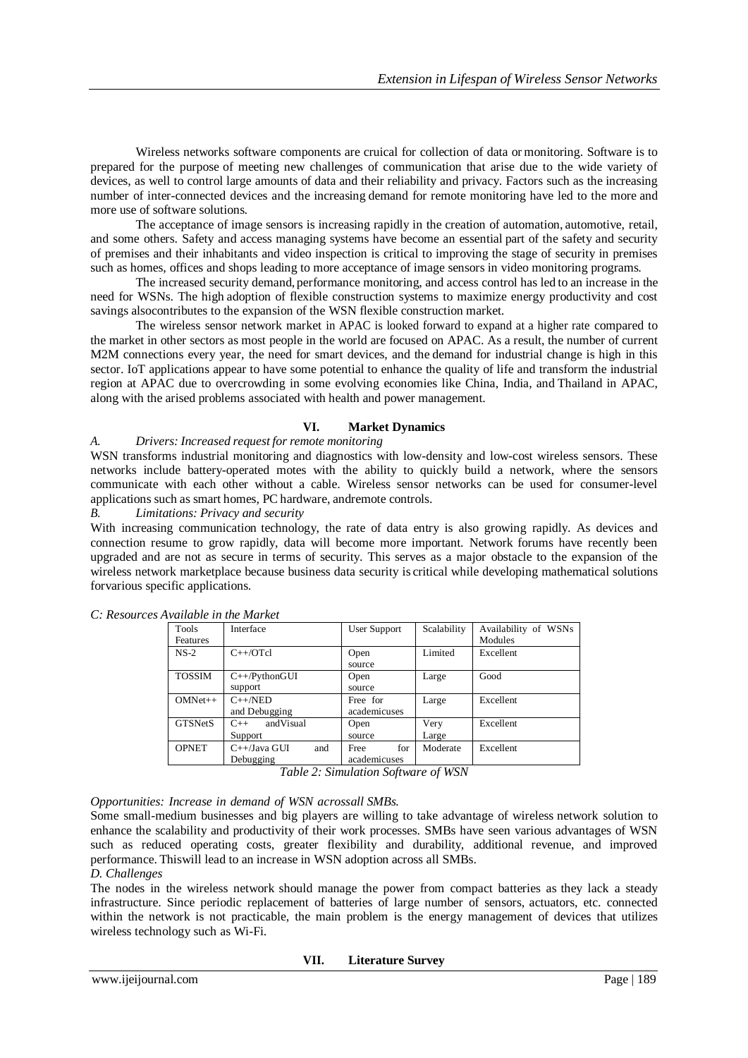Wireless networks software components are cruical for collection of data or monitoring. Software is to prepared for the purpose of meeting new challenges of communication that arise due to the wide variety of devices, as well to control large amounts of data and their reliability and privacy. Factors such as the increasing number of inter-connected devices and the increasing demand for remote monitoring have led to the more and more use of software solutions.

The acceptance of image sensors is increasing rapidly in the creation of automation, automotive, retail, and some others. Safety and access managing systems have become an essential part of the safety and security of premises and their inhabitants and video inspection is critical to improving the stage of security in premises such as homes, offices and shops leading to more acceptance of image sensors in video monitoring programs.

The increased security demand, performance monitoring, and access control has led to an increase in the need for WSNs. The high adoption of flexible construction systems to maximize energy productivity and cost savings alsocontributes to the expansion of the WSN flexible construction market.

The wireless sensor network market in APAC is looked forward to expand at a higher rate compared to the market in other sectors as most people in the world are focused on APAC. As a result, the number of current M2M connections every year, the need for smart devices, and the demand for industrial change is high in this sector. IoT applications appear to have some potential to enhance the quality of life and transform the industrial region at APAC due to overcrowding in some evolving economies like China, India, and Thailand in APAC, along with the arised problems associated with health and power management.

## VI. Market Dynamics

*A. Drivers: Increased request for remote monitoring*

WSN transforms industrial monitoring and diagnostics with low-density and low-cost wireless sensors. These networks include battery-operated motes with the ability to quickly build a network, where the sensors communicate with each other without a cable. Wireless sensor networks can be used for consumer-level applications such as smart homes, PC hardware, andremote controls.

*B. Limitations: Privacy and security*

With increasing communication technology, the rate of data entry is also growing rapidly. As devices and connection resume to grow rapidly, data will become more important. Network forums have recently been upgraded and are not as secure in terms of security. This serves as a major obstacle to the expansion of the wireless network marketplace because business data security is critical while developing mathematical solutions forvarious specific applications.

*C: Resources Available in the Market*

| Tools Features | Interface | User Support | Scalability | Availability of WSNs Modules |
|---|---|---|---|---|
| NS-2 | C++/OTcl | Open source | Limited | Excellent |
| TOSSIM | C++/PythonGUI support | Open source | Large | Good |
| OMNet++ | C++/NED and Debugging | Free for academicuses | Large | Excellent |
| GTSNetS | C++ andVisual Support | Open source | Very Large | Excellent |
| OPNET | C++/Java GUI and Debugging | Free for academicuses | Moderate | Excellent |

*Table 2: Simulation Software of WSN*

*Opportunities: Increase in demand of WSN acrossall SMBs.*

Some small-medium businesses and big players are willing to take advantage of wireless network solution to enhance the scalability and productivity of their work processes. SMBs have seen various advantages of WSN such as reduced operating costs, greater flexibility and durability, additional revenue, and improved performance. Thiswill lead to an increase in WSN adoption across all SMBs.

*D. Challenges*

The nodes in the wireless network should manage the power from compact batteries as they lack a steady infrastructure. Since periodic replacement of batteries of large number of sensors, actuators, etc. connected within the network is not practicable, the main problem is the energy management of devices that utilizes wireless technology such as Wi-Fi.

## VII. Literature Survey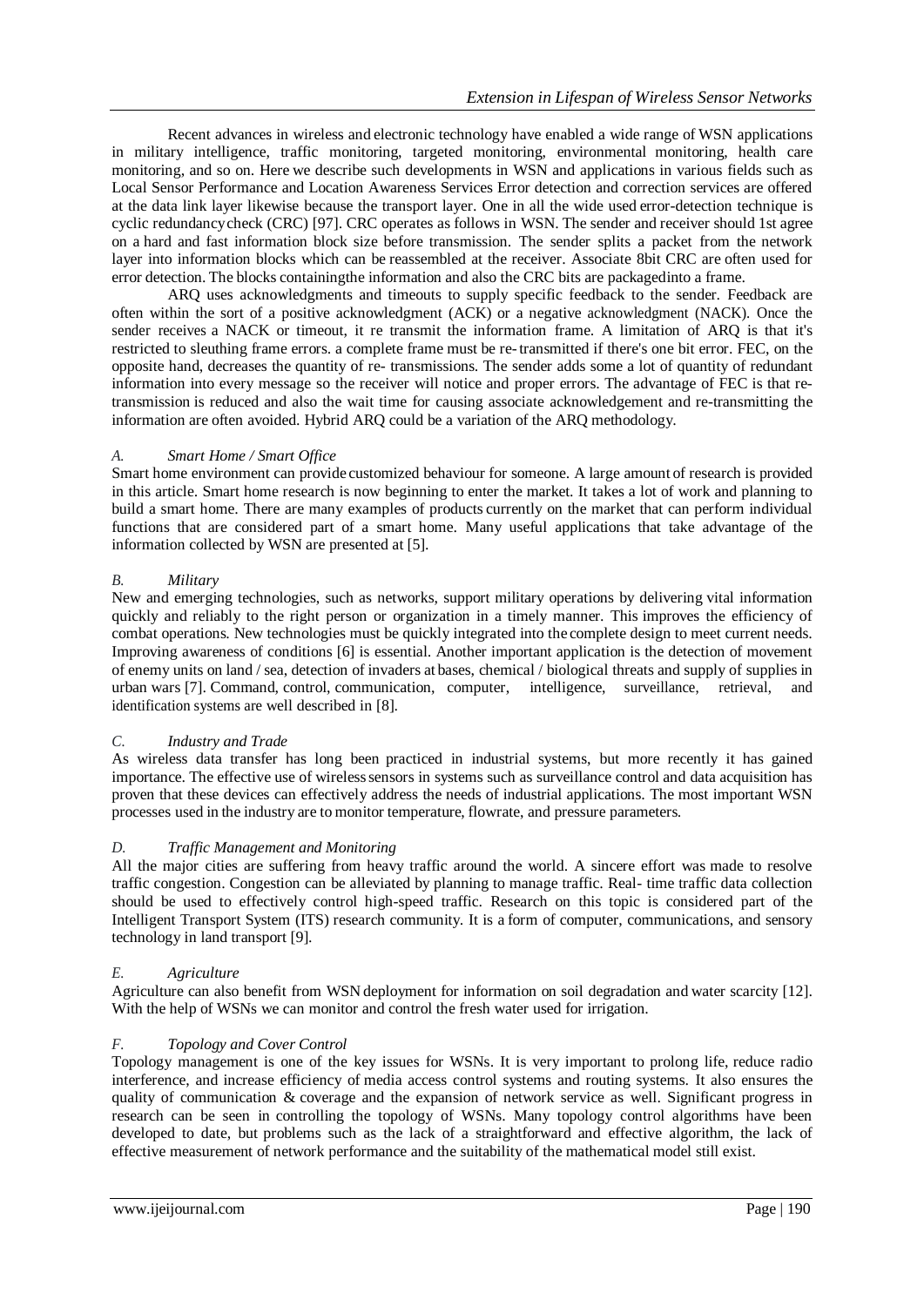Recent advances in wireless and electronic technology have enabled a wide range of WSN applications in military intelligence, traffic monitoring, targeted monitoring, environmental monitoring, health care monitoring, and so on. Here we describe such developments in WSN and applications in various fields such as Local Sensor Performance and Location Awareness Services Error detection and correction services are offered at the data link layer likewise because the transport layer. One in all the wide used error-detection technique is cyclic redundancycheck (CRC) [97]. CRC operates as follows in WSN. The sender and receiver should 1st agree on a hard and fast information block size before transmission. The sender splits a packet from the network layer into information blocks which can be reassembled at the receiver. Associate 8bit CRC are often used for error detection. The blocks containingthe information and also the CRC bits are packagedinto a frame.

ARQ uses acknowledgments and timeouts to supply specific feedback to the sender. Feedback are often within the sort of a positive acknowledgment (ACK) or a negative acknowledgment (NACK). Once the sender receives a NACK or timeout, it re transmit the information frame. A limitation of ARQ is that it's restricted to sleuthing frame errors. a complete frame must be re- transmitted if there's one bit error. FEC, on the opposite hand, decreases the quantity of re- transmissions. The sender adds some a lot of quantity of redundant information into every message so the receiver will notice and proper errors. The advantage of FEC is that re-transmission is reduced and also the wait time for causing associate acknowledgement and re-transmitting the information are often avoided. Hybrid ARQ could be a variation of the ARQ methodology.

### *A. Smart Home / Smart Office*

Smart home environment can provide customized behaviour for someone. A large amount of research is provided in this article. Smart home research is now beginning to enter the market. It takes a lot of work and planning to build a smart home. There are many examples of products currently on the market that can perform individual functions that are considered part of a smart home. Many useful applications that take advantage of the information collected by WSN are presented at [5].

### *B. Military*

New and emerging technologies, such as networks, support military operations by delivering vital information quickly and reliably to the right person or organization in a timely manner. This improves the efficiency of combat operations. New technologies must be quickly integrated into the complete design to meet current needs. Improving awareness of conditions [6] is essential. Another important application is the detection of movement of enemy units on land / sea, detection of invaders at bases, chemical / biological threats and supply of supplies in urban wars [7]. Command, control, communication, computer, intelligence, surveillance, retrieval, and identification systems are well described in [8].

### *C. Industry and Trade*

As wireless data transfer has long been practiced in industrial systems, but more recently it has gained importance. The effective use of wirelesssensors in systems such as surveillance control and data acquisition has proven that these devices can effectively address the needs of industrial applications. The most important WSN processes used in the industry are to monitor temperature, flowrate, and pressure parameters.

### *D. Traffic Management and Monitoring*

All the major cities are suffering from heavy traffic around the world. A sincere effort was made to resolve traffic congestion. Congestion can be alleviated by planning to manage traffic. Real- time traffic data collection should be used to effectively control high-speed traffic. Research on this topic is considered part of the Intelligent Transport System (ITS) research community. It is a form of computer, communications, and sensory technology in land transport [9].

### *E. Agriculture*

Agriculture can also benefit from WSN deployment for information on soil degradation and water scarcity [12]. With the help of WSNs we can monitor and control the fresh water used for irrigation.

### *F. Topology and Cover Control*

Topology management is one of the key issues for WSNs. It is very important to prolong life, reduce radio interference, and increase efficiency of media access control systems and routing systems. It also ensures the quality of communication & coverage and the expansion of network service as well. Significant progress in research can be seen in controlling the topology of WSNs. Many topology control algorithms have been developed to date, but problems such as the lack of a straightforward and effective algorithm, the lack of effective measurement of network performance and the suitability of the mathematical model still exist.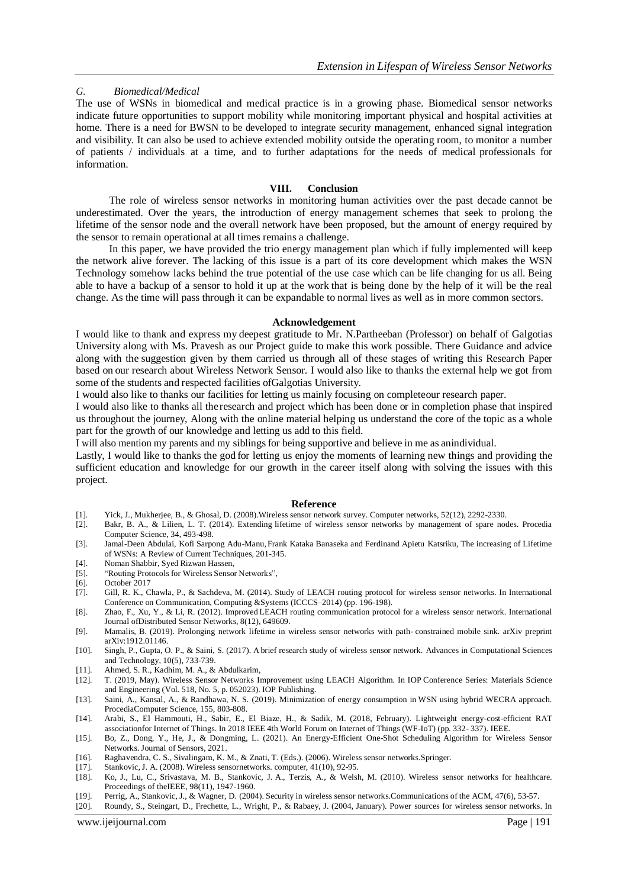### *G. Biomedical/Medical*

The use of WSNs in biomedical and medical practice is in a growing phase. Biomedical sensor networks indicate future opportunities to support mobility while monitoring important physical and hospital activities at home. There is a need for BWSN to be developed to integrate security management, enhanced signal integration and visibility. It can also be used to achieve extended mobility outside the operating room, to monitor a number of patients / individuals at a time, and to further adaptations for the needs of medical professionals for information.

## VIII. Conclusion

The role of wireless sensor networks in monitoring human activities over the past decade cannot be underestimated. Over the years, the introduction of energy management schemes that seek to prolong the lifetime of the sensor node and the overall network have been proposed, but the amount of energy required by the sensor to remain operational at all times remains a challenge.

In this paper, we have provided the trio energy management plan which if fully implemented will keep the network alive forever. The lacking of this issue is a part of its core development which makes the WSN Technology somehow lacks behind the true potential of the use case which can be life changing for us all. Being able to have a backup of a sensor to hold it up at the work that is being done by the help of it will be the real change. As the time will pass through it can be expandable to normal lives as well as in more common sectors.

## Acknowledgement

I would like to thank and express my deepest gratitude to Mr. N.Partheeban (Professor) on behalf of Galgotias University along with Ms. Pravesh as our Project guide to make this work possible. There Guidance and advice along with the suggestion given by them carried us through all of these stages of writing this Research Paper based on our research about Wireless Network Sensor. I would also like to thanks the external help we got from some of the students and respected facilities ofGalgotias University.

I would also like to thanks our facilities for letting us mainly focusing on completeour research paper.

I would also like to thanks all theresearch and project which has been done or in completion phase that inspired us throughout the journey, Along with the online material helping us understand the core of the topic as a whole part for the growth of our knowledge and letting us add to this field.

I will also mention my parents and my siblingsfor being supportive and believe in me as anindividual.

Lastly, I would like to thanks the god for letting us enjoy the moments of learning new things and providing the sufficient education and knowledge for our growth in the career itself along with solving the issues with this project.

## Reference

[1]. Yick, J., Mukherjee, B., & Ghosal, D. (2008).Wireless sensor network survey. Computer networks, 52(12), 2292-2330.

[2]. Bakr, B. A., & Lilien, L. T. (2014). Extending lifetime of wireless sensor networks by management of spare nodes. Procedia Computer Science, 34, 493-498.

[3]. Jamal-Deen Abdulai, Kofi Sarpong Adu-Manu, Frank Kataka Banaseka and Ferdinand Apietu Katsriku, The increasing of Lifetime of WSNs: A Review of Current Techniques, 201-345.

[4]. Noman Shabbir, Syed Rizwan Hassen,

[5]. "Routing Protocols for Wireless Sensor Networks",

[6]. October 2017

[7]. Gill, R. K., Chawla, P., & Sachdeva, M. (2014). Study of LEACH routing protocol for wireless sensor networks. In International Conference on Communication, Computing &Systems (ICCCS–2014) (pp. 196-198).

[8]. Zhao, F., Xu, Y., & Li, R. (2012). Improved LEACH routing communication protocol for a wireless sensor network. International Journal ofDistributed Sensor Networks, 8(12), 649609.

[9]. Mamalis, B. (2019). Prolonging network lifetime in wireless sensor networks with path- constrained mobile sink. arXiv preprint arXiv:1912.01146.

[10]. Singh, P., Gupta, O. P., & Saini, S. (2017). A brief research study of wireless sensor network. Advances in Computational Sciences and Technology, 10(5), 733-739.

[11]. Ahmed, S. R., Kadhim, M. A., & Abdulkarim,

[12]. T. (2019, May). Wireless Sensor Networks Improvement using LEACH Algorithm. In IOP Conference Series: Materials Science and Engineering (Vol. 518, No. 5, p. 052023). IOP Publishing.

[13]. Saini, A., Kansal, A., & Randhawa, N. S. (2019). Minimization of energy consumption in WSN using hybrid WECRA approach. ProcediaComputer Science, 155, 803-808.

[14]. Arabi, S., El Hammouti, H., Sabir, E., El Biaze, H., & Sadik, M. (2018, February). Lightweight energy-cost-efficient RAT associationfor Internet of Things. In 2018 IEEE 4th World Forum on Internet of Things (WF-IoT) (pp. 332- 337). IEEE.

[15]. Bo, Z., Dong, Y., He, J., & Dongming, L. (2021). An Energy-Efficient One-Shot Scheduling Algorithm for Wireless Sensor Networks. Journal of Sensors, 2021.

[16]. Raghavendra, C. S., Sivalingam, K. M., & Znati, T. (Eds.). (2006). Wireless sensor networks.Springer.

[17]. Stankovic, J. A. (2008). Wireless sensornetworks. computer, 41(10), 92-95.

[18]. Ko, J., Lu, C., Srivastava, M. B., Stankovic, J. A., Terzis, A., & Welsh, M. (2010). Wireless sensor networks for healthcare. Proceedings of theIEEE, 98(11), 1947-1960.

[19]. Perrig, A., Stankovic, J., & Wagner, D. (2004). Security in wireless sensor networks.Communications of the ACM, 47(6), 53-57.

[20]. Roundy, S., Steingart, D., Frechette, L., Wright, P., & Rabaey, J. (2004, January). Power sources for wireless sensor networks. In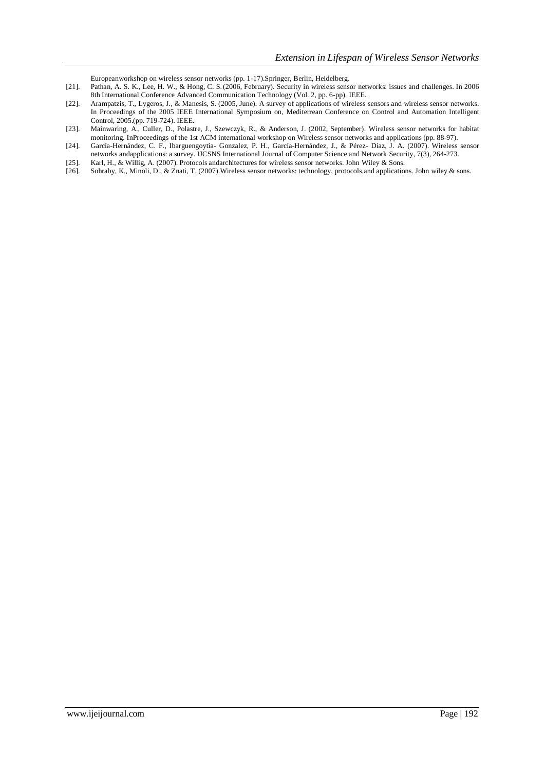Europeanworkshop on wireless sensor networks (pp. 1-17).Springer, Berlin, Heidelberg.

[21]. Pathan, A. S. K., Lee, H. W., & Hong, C. S. (2006, February). Security in wireless sensor networks: issues and challenges. In 2006 8th International Conference Advanced Communication Technology (Vol. 2, pp. 6-pp). IEEE.

[22]. Arampatzis, T., Lygeros, J., & Manesis, S. (2005, June). A survey of applications of wireless sensors and wireless sensor networks. In Proceedings of the 2005 IEEE International Symposium on, Mediterrean Conference on Control and Automation Intelligent Control, 2005.(pp. 719-724). IEEE.

[23]. Mainwaring, A., Culler, D., Polastre, J., Szewczyk, R., & Anderson, J. (2002, September). Wireless sensor networks for habitat monitoring. InProceedings of the 1st ACM international workshop on Wireless sensor networks and applications (pp. 88-97).

[24]. García-Hernández, C. F., Ibarguengoytia- Gonzalez, P. H., García-Hernández, J., & Pérez- Díaz, J. A. (2007). Wireless sensor networks andapplications: a survey. IJCSNS International Journal of Computer Science and Network Security, 7(3), 264-273.

[25]. Karl, H., & Willig, A. (2007). Protocols andarchitectures for wireless sensor networks. John Wiley & Sons.

[26]. Sohraby, K., Minoli, D., & Znati, T. (2007).Wireless sensor networks: technology, protocols,and applications. John wiley & sons.